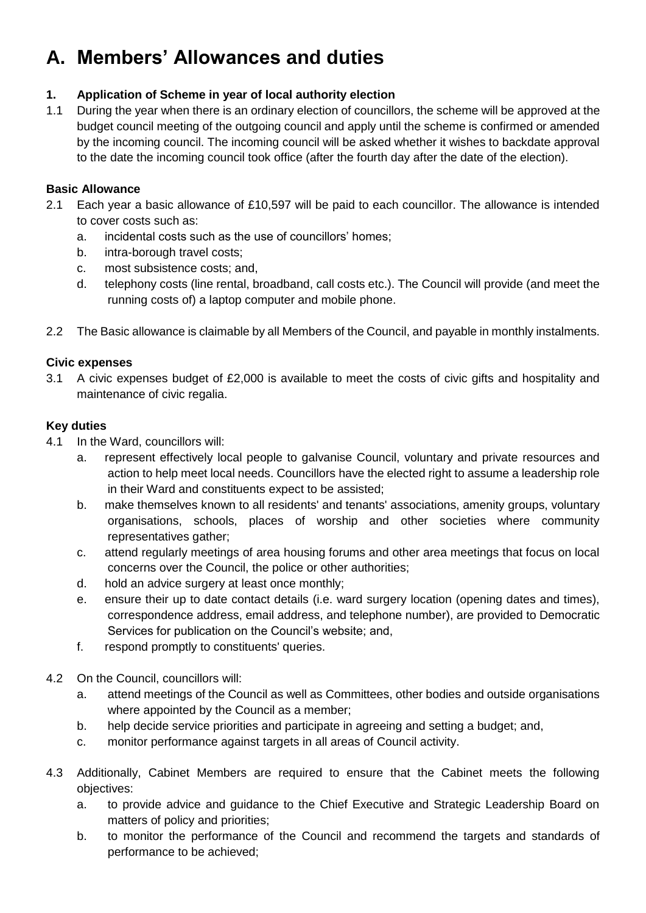# A. Members' Allowances and duties

**1. Application of Scheme in year of local authority election**

1.1 During the year when there is an ordinary election of councillors, the scheme will be approved at the budget council meeting of the outgoing council and apply until the scheme is confirmed or amended by the incoming council. The incoming council will be asked whether it wishes to backdate approval to the date the incoming council took office (after the fourth day after the date of the election).

**Basic Allowance**

2.1 Each year a basic allowance of £10,597 will be paid to each councillor. The allowance is intended to cover costs such as:

a. incidental costs such as the use of councillors' homes;

b. intra-borough travel costs;

c. most subsistence costs; and,

d. telephony costs (line rental, broadband, call costs etc.). The Council will provide (and meet the running costs of) a laptop computer and mobile phone.

2.2 The Basic allowance is claimable by all Members of the Council, and payable in monthly instalments.

**Civic expenses**

3.1 A civic expenses budget of £2,000 is available to meet the costs of civic gifts and hospitality and maintenance of civic regalia.

**Key duties**

4.1 In the Ward, councillors will:

a. represent effectively local people to galvanise Council, voluntary and private resources and action to help meet local needs. Councillors have the elected right to assume a leadership role in their Ward and constituents expect to be assisted;

b. make themselves known to all residents' and tenants' associations, amenity groups, voluntary organisations, schools, places of worship and other societies where community representatives gather;

c. attend regularly meetings of area housing forums and other area meetings that focus on local concerns over the Council, the police or other authorities;

d. hold an advice surgery at least once monthly;

e. ensure their up to date contact details (i.e. ward surgery location (opening dates and times), correspondence address, email address, and telephone number), are provided to Democratic Services for publication on the Council's website; and,

f. respond promptly to constituents' queries.

4.2 On the Council, councillors will:

a. attend meetings of the Council as well as Committees, other bodies and outside organisations where appointed by the Council as a member;

b. help decide service priorities and participate in agreeing and setting a budget; and,

c. monitor performance against targets in all areas of Council activity.

4.3 Additionally, Cabinet Members are required to ensure that the Cabinet meets the following objectives:

a. to provide advice and guidance to the Chief Executive and Strategic Leadership Board on matters of policy and priorities;

b. to monitor the performance of the Council and recommend the targets and standards of performance to be achieved;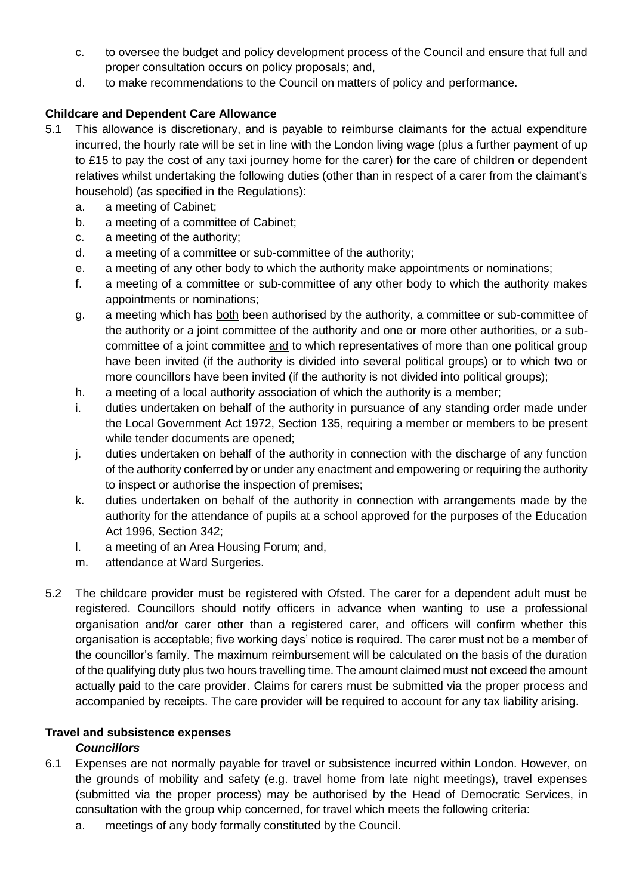c. to oversee the budget and policy development process of the Council and ensure that full and proper consultation occurs on policy proposals; and,
d. to make recommendations to the Council on matters of policy and performance.

**Childcare and Dependent Care Allowance**

5.1 This allowance is discretionary, and is payable to reimburse claimants for the actual expenditure incurred, the hourly rate will be set in line with the London living wage (plus a further payment of up to £15 to pay the cost of any taxi journey home for the carer) for the care of children or dependent relatives whilst undertaking the following duties (other than in respect of a carer from the claimant's household) (as specified in the Regulations):

a. a meeting of Cabinet;
b. a meeting of a committee of Cabinet;
c. a meeting of the authority;
d. a meeting of a committee or sub-committee of the authority;
e. a meeting of any other body to which the authority make appointments or nominations;
f. a meeting of a committee or sub-committee of any other body to which the authority makes appointments or nominations;
g. a meeting which has both been authorised by the authority, a committee or sub-committee of the authority or a joint committee of the authority and one or more other authorities, or a sub-committee of a joint committee and to which representatives of more than one political group have been invited (if the authority is divided into several political groups) or to which two or more councillors have been invited (if the authority is not divided into political groups);
h. a meeting of a local authority association of which the authority is a member;
i. duties undertaken on behalf of the authority in pursuance of any standing order made under the Local Government Act 1972, Section 135, requiring a member or members to be present while tender documents are opened;
j. duties undertaken on behalf of the authority in connection with the discharge of any function of the authority conferred by or under any enactment and empowering or requiring the authority to inspect or authorise the inspection of premises;
k. duties undertaken on behalf of the authority in connection with arrangements made by the authority for the attendance of pupils at a school approved for the purposes of the Education Act 1996, Section 342;
l. a meeting of an Area Housing Forum; and,
m. attendance at Ward Surgeries.

5.2 The childcare provider must be registered with Ofsted. The carer for a dependent adult must be registered. Councillors should notify officers in advance when wanting to use a professional organisation and/or carer other than a registered carer, and officers will confirm whether this organisation is acceptable; five working days' notice is required. The carer must not be a member of the councillor's family. The maximum reimbursement will be calculated on the basis of the duration of the qualifying duty plus two hours travelling time. The amount claimed must not exceed the amount actually paid to the care provider. Claims for carers must be submitted via the proper process and accompanied by receipts. The care provider will be required to account for any tax liability arising.

**Travel and subsistence expenses**

***Councillors***

6.1 Expenses are not normally payable for travel or subsistence incurred within London. However, on the grounds of mobility and safety (e.g. travel home from late night meetings), travel expenses (submitted via the proper process) may be authorised by the Head of Democratic Services, in consultation with the group whip concerned, for travel which meets the following criteria:

a. meetings of any body formally constituted by the Council.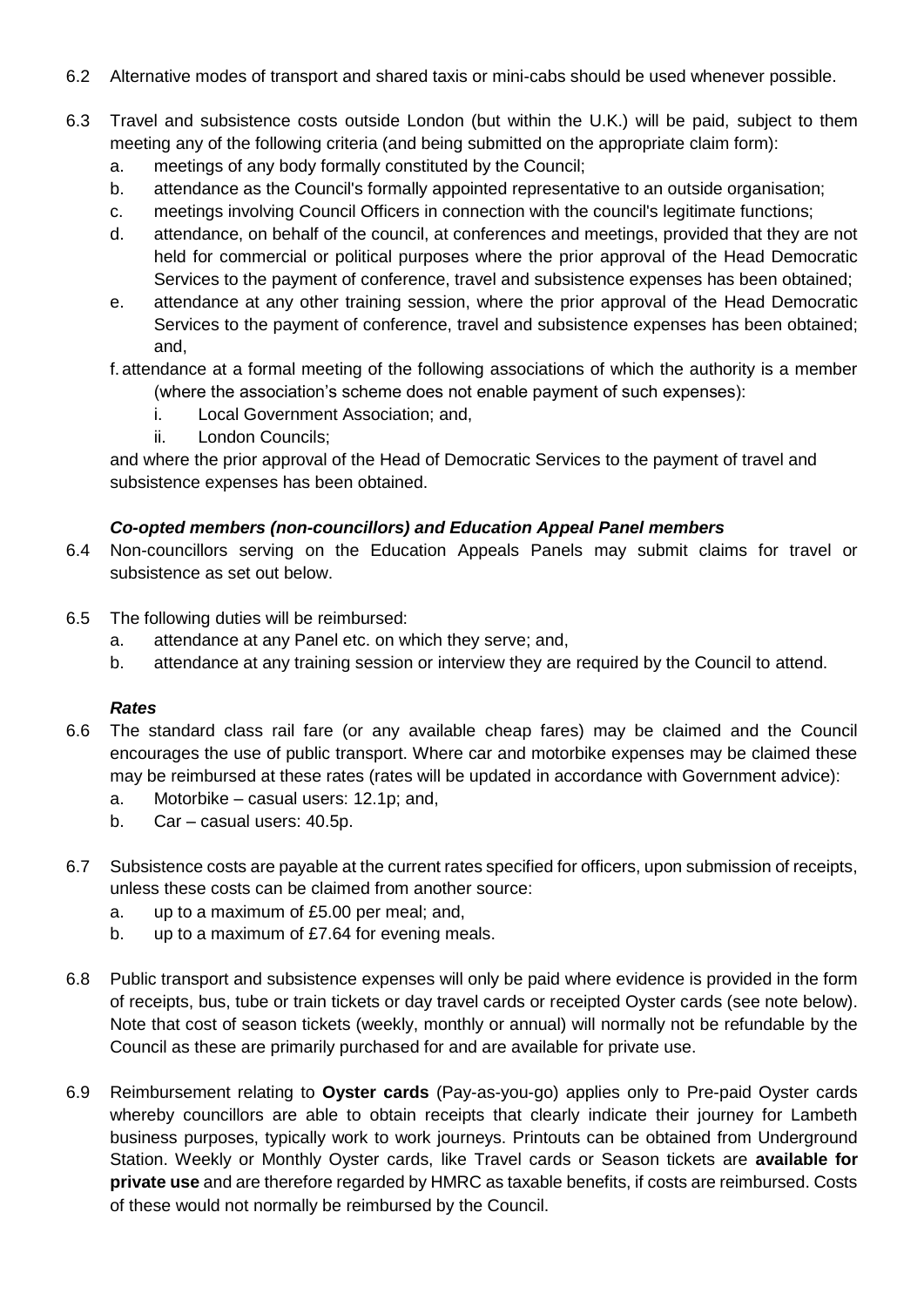6.2 Alternative modes of transport and shared taxis or mini-cabs should be used whenever possible.

6.3 Travel and subsistence costs outside London (but within the U.K.) will be paid, subject to them meeting any of the following criteria (and being submitted on the appropriate claim form):

a. meetings of any body formally constituted by the Council;
b. attendance as the Council's formally appointed representative to an outside organisation;
c. meetings involving Council Officers in connection with the council's legitimate functions;
d. attendance, on behalf of the council, at conferences and meetings, provided that they are not held for commercial or political purposes where the prior approval of the Head Democratic Services to the payment of conference, travel and subsistence expenses has been obtained;
e. attendance at any other training session, where the prior approval of the Head Democratic Services to the payment of conference, travel and subsistence expenses has been obtained; and,
f. attendance at a formal meeting of the following associations of which the authority is a member (where the association's scheme does not enable payment of such expenses):
   i. Local Government Association; and,
   ii. London Councils;

and where the prior approval of the Head of Democratic Services to the payment of travel and subsistence expenses has been obtained.

***Co-opted members (non-councillors) and Education Appeal Panel members***

6.4 Non-councillors serving on the Education Appeals Panels may submit claims for travel or subsistence as set out below.

6.5 The following duties will be reimbursed:

a. attendance at any Panel etc. on which they serve; and,
b. attendance at any training session or interview they are required by the Council to attend.

***Rates***

6.6 The standard class rail fare (or any available cheap fares) may be claimed and the Council encourages the use of public transport. Where car and motorbike expenses may be claimed these may be reimbursed at these rates (rates will be updated in accordance with Government advice):

a. Motorbike – casual users: 12.1p; and,
b. Car – casual users: 40.5p.

6.7 Subsistence costs are payable at the current rates specified for officers, upon submission of receipts, unless these costs can be claimed from another source:

a. up to a maximum of £5.00 per meal; and,
b. up to a maximum of £7.64 for evening meals.

6.8 Public transport and subsistence expenses will only be paid where evidence is provided in the form of receipts, bus, tube or train tickets or day travel cards or receipted Oyster cards (see note below). Note that cost of season tickets (weekly, monthly or annual) will normally not be refundable by the Council as these are primarily purchased for and are available for private use.

6.9 Reimbursement relating to **Oyster cards** (Pay-as-you-go) applies only to Pre-paid Oyster cards whereby councillors are able to obtain receipts that clearly indicate their journey for Lambeth business purposes, typically work to work journeys. Printouts can be obtained from Underground Station. Weekly or Monthly Oyster cards, like Travel cards or Season tickets are **available for private use** and are therefore regarded by HMRC as taxable benefits, if costs are reimbursed. Costs of these would not normally be reimbursed by the Council.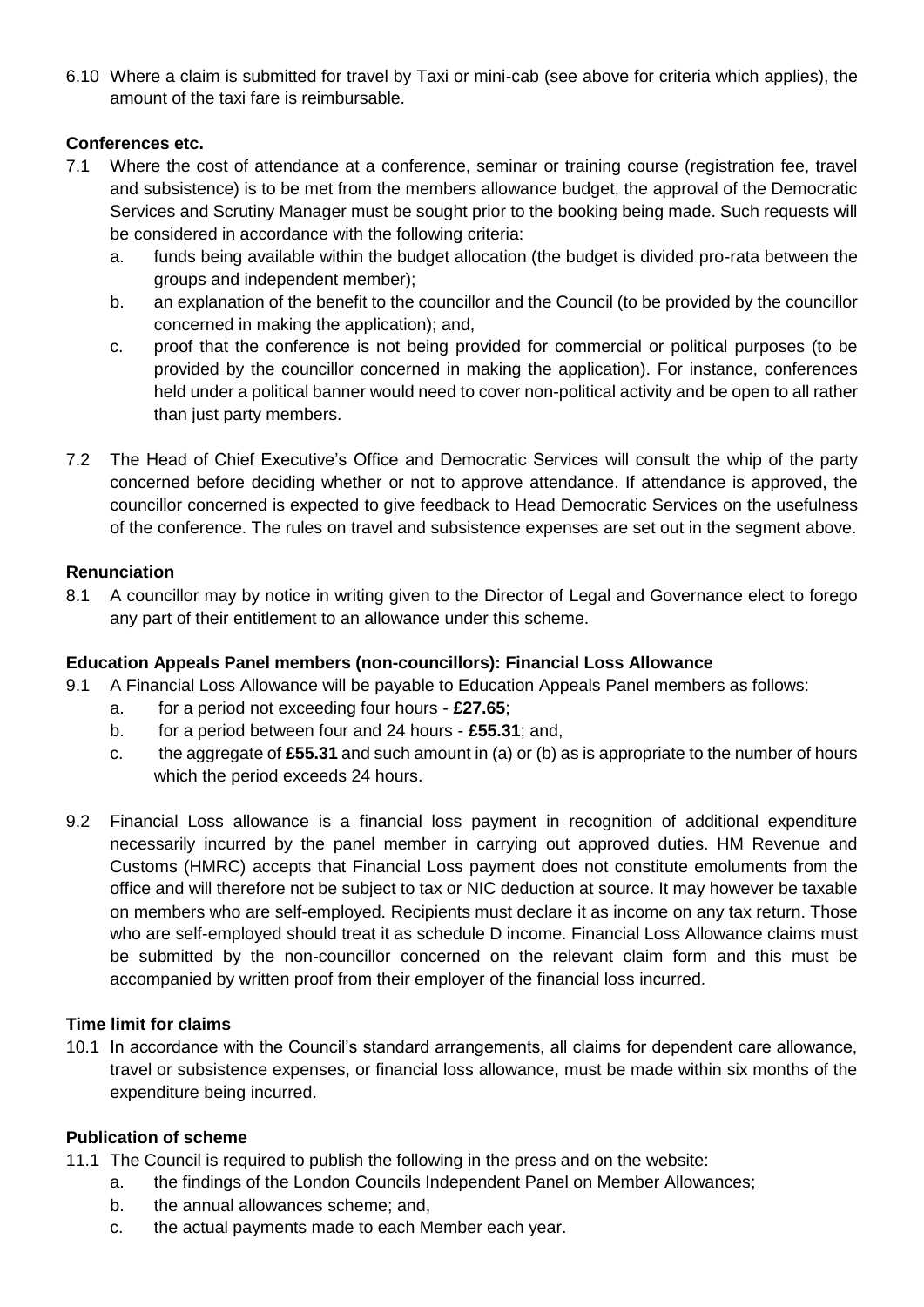6.10 Where a claim is submitted for travel by Taxi or mini-cab (see above for criteria which applies), the amount of the taxi fare is reimbursable.

### Conferences etc.

7.1 Where the cost of attendance at a conference, seminar or training course (registration fee, travel and subsistence) is to be met from the members allowance budget, the approval of the Democratic Services and Scrutiny Manager must be sought prior to the booking being made. Such requests will be considered in accordance with the following criteria:

  a. funds being available within the budget allocation (the budget is divided pro-rata between the groups and independent member);
  b. an explanation of the benefit to the councillor and the Council (to be provided by the councillor concerned in making the application); and,
  c. proof that the conference is not being provided for commercial or political purposes (to be provided by the councillor concerned in making the application). For instance, conferences held under a political banner would need to cover non-political activity and be open to all rather than just party members.

7.2 The Head of Chief Executive's Office and Democratic Services will consult the whip of the party concerned before deciding whether or not to approve attendance. If attendance is approved, the councillor concerned is expected to give feedback to Head Democratic Services on the usefulness of the conference. The rules on travel and subsistence expenses are set out in the segment above.

### Renunciation

8.1 A councillor may by notice in writing given to the Director of Legal and Governance elect to forego any part of their entitlement to an allowance under this scheme.

### Education Appeals Panel members (non-councillors): Financial Loss Allowance

9.1 A Financial Loss Allowance will be payable to Education Appeals Panel members as follows:

  a. for a period not exceeding four hours - **£27.65**;
  b. for a period between four and 24 hours - **£55.31**; and,
  c. the aggregate of **£55.31** and such amount in (a) or (b) as is appropriate to the number of hours which the period exceeds 24 hours.

9.2 Financial Loss allowance is a financial loss payment in recognition of additional expenditure necessarily incurred by the panel member in carrying out approved duties. HM Revenue and Customs (HMRC) accepts that Financial Loss payment does not constitute emoluments from the office and will therefore not be subject to tax or NIC deduction at source. It may however be taxable on members who are self-employed. Recipients must declare it as income on any tax return. Those who are self-employed should treat it as schedule D income. Financial Loss Allowance claims must be submitted by the non-councillor concerned on the relevant claim form and this must be accompanied by written proof from their employer of the financial loss incurred.

### Time limit for claims

10.1 In accordance with the Council's standard arrangements, all claims for dependent care allowance, travel or subsistence expenses, or financial loss allowance, must be made within six months of the expenditure being incurred.

### Publication of scheme

11.1 The Council is required to publish the following in the press and on the website:

  a. the findings of the London Councils Independent Panel on Member Allowances;
  b. the annual allowances scheme; and,
  c. the actual payments made to each Member each year.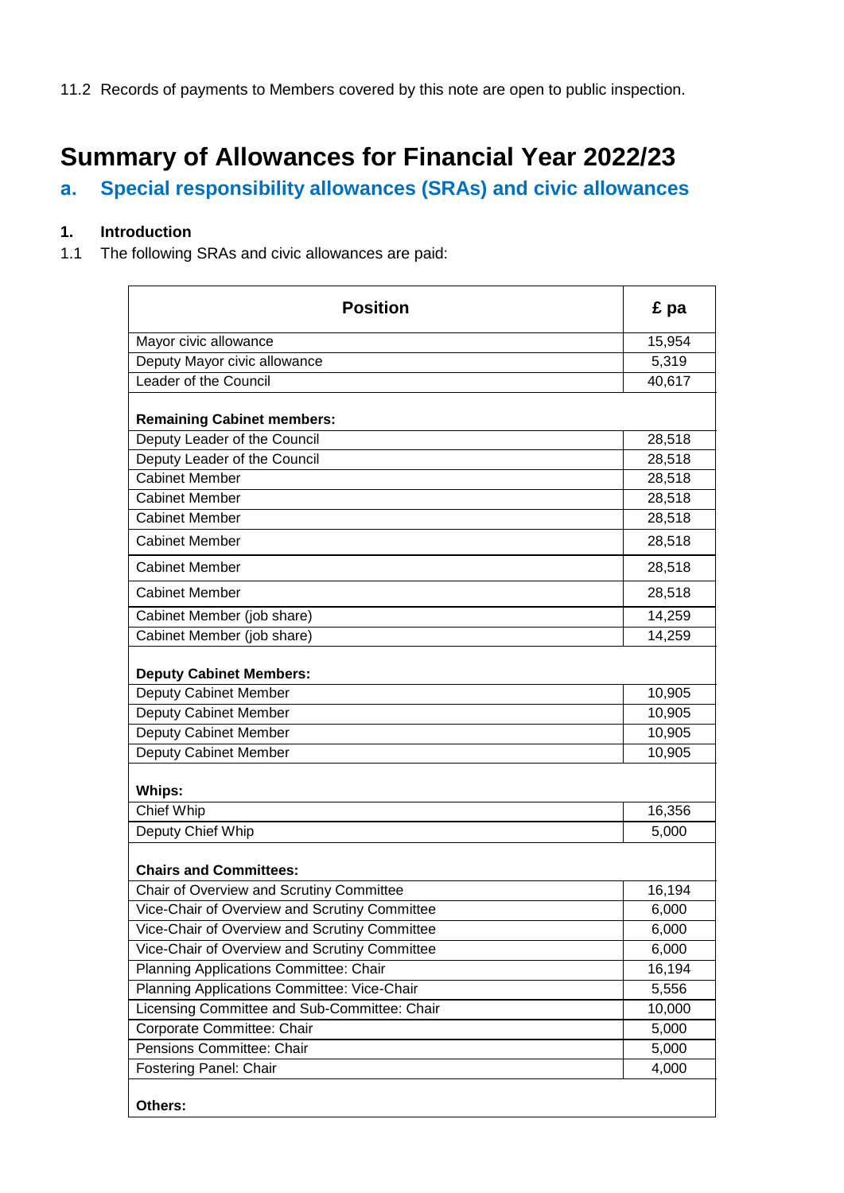11.2 Records of payments to Members covered by this note are open to public inspection.

# Summary of Allowances for Financial Year 2022/23

## a. Special responsibility allowances (SRAs) and civic allowances

### 1. Introduction

1.1 The following SRAs and civic allowances are paid:

| Position | £ pa |
|---|---|
| Mayor civic allowance | 15,954 |
| Deputy Mayor civic allowance | 5,319 |
| Leader of the Council | 40,617 |
| **Remaining Cabinet members:** | |
| Deputy Leader of the Council | 28,518 |
| Deputy Leader of the Council | 28,518 |
| Cabinet Member | 28,518 |
| Cabinet Member | 28,518 |
| Cabinet Member | 28,518 |
| Cabinet Member | 28,518 |
| Cabinet Member | 28,518 |
| Cabinet Member | 28,518 |
| Cabinet Member (job share) | 14,259 |
| Cabinet Member (job share) | 14,259 |
| **Deputy Cabinet Members:** | |
| Deputy Cabinet Member | 10,905 |
| Deputy Cabinet Member | 10,905 |
| Deputy Cabinet Member | 10,905 |
| Deputy Cabinet Member | 10,905 |
| **Whips:** | |
| Chief Whip | 16,356 |
| Deputy Chief Whip | 5,000 |
| **Chairs and Committees:** | |
| Chair of Overview and Scrutiny Committee | 16,194 |
| Vice-Chair of Overview and Scrutiny Committee | 6,000 |
| Vice-Chair of Overview and Scrutiny Committee | 6,000 |
| Vice-Chair of Overview and Scrutiny Committee | 6,000 |
| Planning Applications Committee: Chair | 16,194 |
| Planning Applications Committee: Vice-Chair | 5,556 |
| Licensing Committee and Sub-Committee: Chair | 10,000 |
| Corporate Committee: Chair | 5,000 |
| Pensions Committee: Chair | 5,000 |
| Fostering Panel: Chair | 4,000 |
| **Others:** | |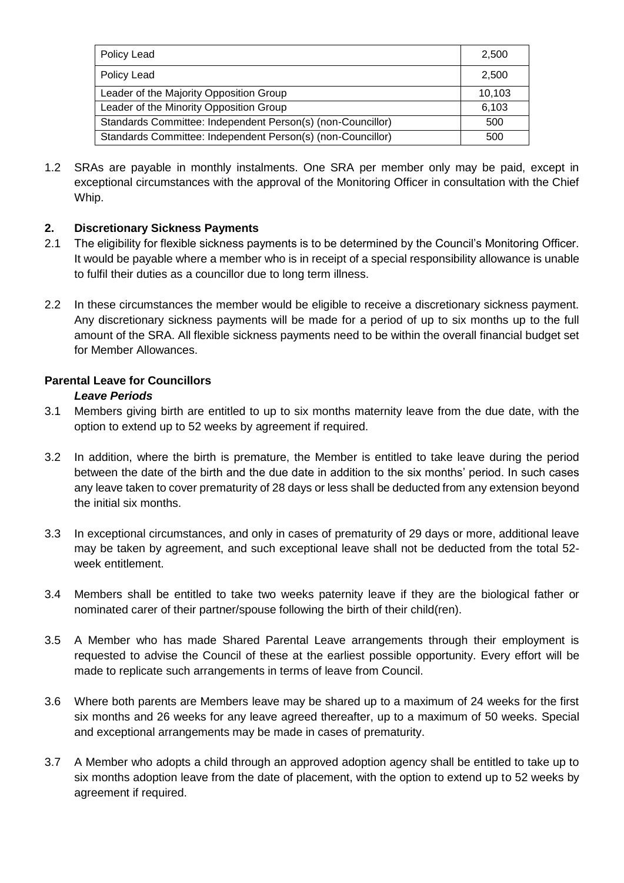| Policy Lead | 2,500 |
|---|---|
| Policy Lead | 2,500 |
| Leader of the Majority Opposition Group | 10,103 |
| Leader of the Minority Opposition Group | 6,103 |
| Standards Committee: Independent Person(s) (non-Councillor) | 500 |
| Standards Committee: Independent Person(s) (non-Councillor) | 500 |

1.2 SRAs are payable in monthly instalments. One SRA per member only may be paid, except in exceptional circumstances with the approval of the Monitoring Officer in consultation with the Chief Whip.

## 2. Discretionary Sickness Payments

2.1 The eligibility for flexible sickness payments is to be determined by the Council's Monitoring Officer. It would be payable where a member who is in receipt of a special responsibility allowance is unable to fulfil their duties as a councillor due to long term illness.

2.2 In these circumstances the member would be eligible to receive a discretionary sickness payment. Any discretionary sickness payments will be made for a period of up to six months up to the full amount of the SRA. All flexible sickness payments need to be within the overall financial budget set for Member Allowances.

## Parental Leave for Councillors

### *Leave Periods*

3.1 Members giving birth are entitled to up to six months maternity leave from the due date, with the option to extend up to 52 weeks by agreement if required.

3.2 In addition, where the birth is premature, the Member is entitled to take leave during the period between the date of the birth and the due date in addition to the six months' period. In such cases any leave taken to cover prematurity of 28 days or less shall be deducted from any extension beyond the initial six months.

3.3 In exceptional circumstances, and only in cases of prematurity of 29 days or more, additional leave may be taken by agreement, and such exceptional leave shall not be deducted from the total 52-week entitlement.

3.4 Members shall be entitled to take two weeks paternity leave if they are the biological father or nominated carer of their partner/spouse following the birth of their child(ren).

3.5 A Member who has made Shared Parental Leave arrangements through their employment is requested to advise the Council of these at the earliest possible opportunity. Every effort will be made to replicate such arrangements in terms of leave from Council.

3.6 Where both parents are Members leave may be shared up to a maximum of 24 weeks for the first six months and 26 weeks for any leave agreed thereafter, up to a maximum of 50 weeks. Special and exceptional arrangements may be made in cases of prematurity.

3.7 A Member who adopts a child through an approved adoption agency shall be entitled to take up to six months adoption leave from the date of placement, with the option to extend up to 52 weeks by agreement if required.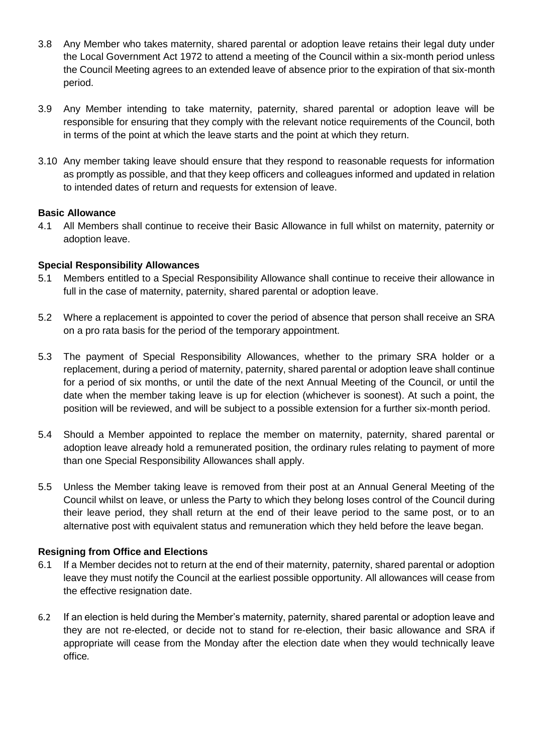3.8 Any Member who takes maternity, shared parental or adoption leave retains their legal duty under the Local Government Act 1972 to attend a meeting of the Council within a six-month period unless the Council Meeting agrees to an extended leave of absence prior to the expiration of that six-month period.

3.9 Any Member intending to take maternity, paternity, shared parental or adoption leave will be responsible for ensuring that they comply with the relevant notice requirements of the Council, both in terms of the point at which the leave starts and the point at which they return.

3.10 Any member taking leave should ensure that they respond to reasonable requests for information as promptly as possible, and that they keep officers and colleagues informed and updated in relation to intended dates of return and requests for extension of leave.

**Basic Allowance**

4.1 All Members shall continue to receive their Basic Allowance in full whilst on maternity, paternity or adoption leave.

**Special Responsibility Allowances**

5.1 Members entitled to a Special Responsibility Allowance shall continue to receive their allowance in full in the case of maternity, paternity, shared parental or adoption leave.

5.2 Where a replacement is appointed to cover the period of absence that person shall receive an SRA on a pro rata basis for the period of the temporary appointment.

5.3 The payment of Special Responsibility Allowances, whether to the primary SRA holder or a replacement, during a period of maternity, paternity, shared parental or adoption leave shall continue for a period of six months, or until the date of the next Annual Meeting of the Council, or until the date when the member taking leave is up for election (whichever is soonest). At such a point, the position will be reviewed, and will be subject to a possible extension for a further six-month period.

5.4 Should a Member appointed to replace the member on maternity, paternity, shared parental or adoption leave already hold a remunerated position, the ordinary rules relating to payment of more than one Special Responsibility Allowances shall apply.

5.5 Unless the Member taking leave is removed from their post at an Annual General Meeting of the Council whilst on leave, or unless the Party to which they belong loses control of the Council during their leave period, they shall return at the end of their leave period to the same post, or to an alternative post with equivalent status and remuneration which they held before the leave began.

**Resigning from Office and Elections**

6.1 If a Member decides not to return at the end of their maternity, paternity, shared parental or adoption leave they must notify the Council at the earliest possible opportunity. All allowances will cease from the effective resignation date.

6.2 If an election is held during the Member's maternity, paternity, shared parental or adoption leave and they are not re-elected, or decide not to stand for re-election, their basic allowance and SRA if appropriate will cease from the Monday after the election date when they would technically leave office.